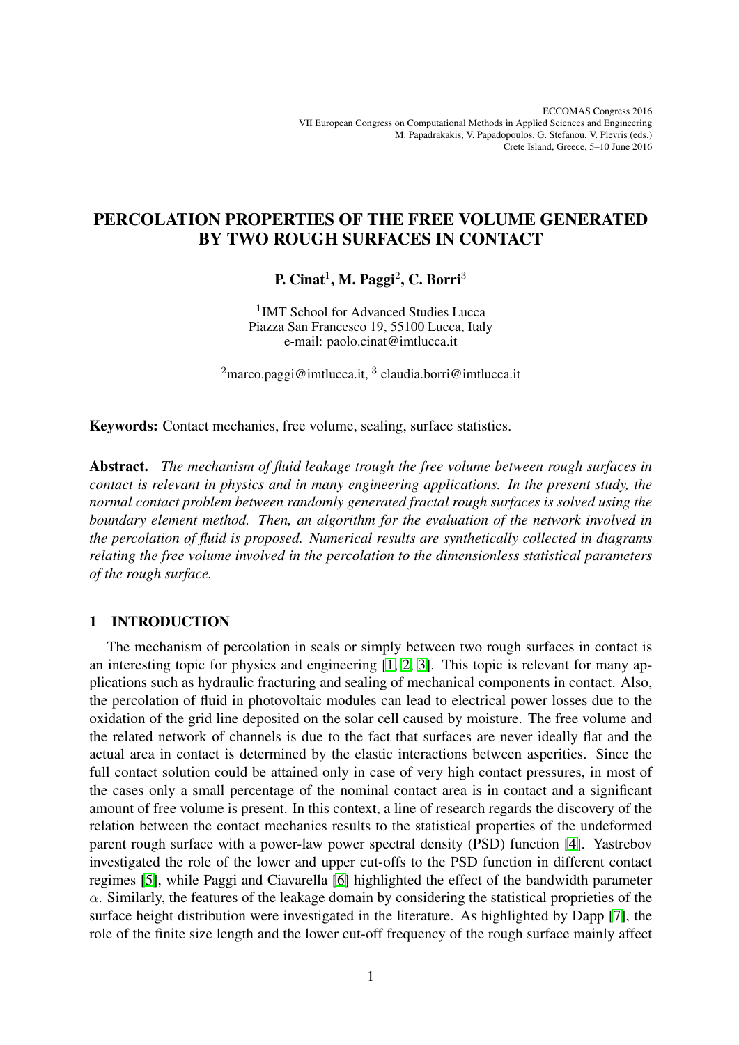ECCOMAS Congress 2016
VII European Congress on Computational Methods in Applied Sciences and Engineering
M. Papadrakakis, V. Papadopoulos, G. Stefanou, V. Plevris (eds.)
Crete Island, Greece, 5–10 June 2016

# PERCOLATION PROPERTIES OF THE FREE VOLUME GENERATED BY TWO ROUGH SURFACES IN CONTACT

**P. Cinat[1], M. Paggi[2], C. Borri[3]**

[1]IMT School for Advanced Studies Lucca
Piazza San Francesco 19, 55100 Lucca, Italy
e-mail: paolo.cinat@imtlucca.it

[2]marco.paggi@imtlucca.it, [3] claudia.borri@imtlucca.it

**Keywords:** Contact mechanics, free volume, sealing, surface statistics.

**Abstract.** *The mechanism of fluid leakage trough the free volume between rough surfaces in contact is relevant in physics and in many engineering applications. In the present study, the normal contact problem between randomly generated fractal rough surfaces is solved using the boundary element method. Then, an algorithm for the evaluation of the network involved in the percolation of fluid is proposed. Numerical results are synthetically collected in diagrams relating the free volume involved in the percolation to the dimensionless statistical parameters of the rough surface.*

## 1 INTRODUCTION

The mechanism of percolation in seals or simply between two rough surfaces in contact is an interesting topic for physics and engineering [1, 2, 3]. This topic is relevant for many applications such as hydraulic fracturing and sealing of mechanical components in contact. Also, the percolation of fluid in photovoltaic modules can lead to electrical power losses due to the oxidation of the grid line deposited on the solar cell caused by moisture. The free volume and the related network of channels is due to the fact that surfaces are never ideally flat and the actual area in contact is determined by the elastic interactions between asperities. Since the full contact solution could be attained only in case of very high contact pressures, in most of the cases only a small percentage of the nominal contact area is in contact and a significant amount of free volume is present. In this context, a line of research regards the discovery of the relation between the contact mechanics results to the statistical properties of the undeformed parent rough surface with a power-law power spectral density (PSD) function [4]. Yastrebov investigated the role of the lower and upper cut-offs to the PSD function in different contact regimes [5], while Paggi and Ciavarella [6] highlighted the effect of the bandwidth parameter $\alpha$. Similarly, the features of the leakage domain by considering the statistical proprieties of the surface height distribution were investigated in the literature. As highlighted by Dapp [7], the role of the finite size length and the lower cut-off frequency of the rough surface mainly affect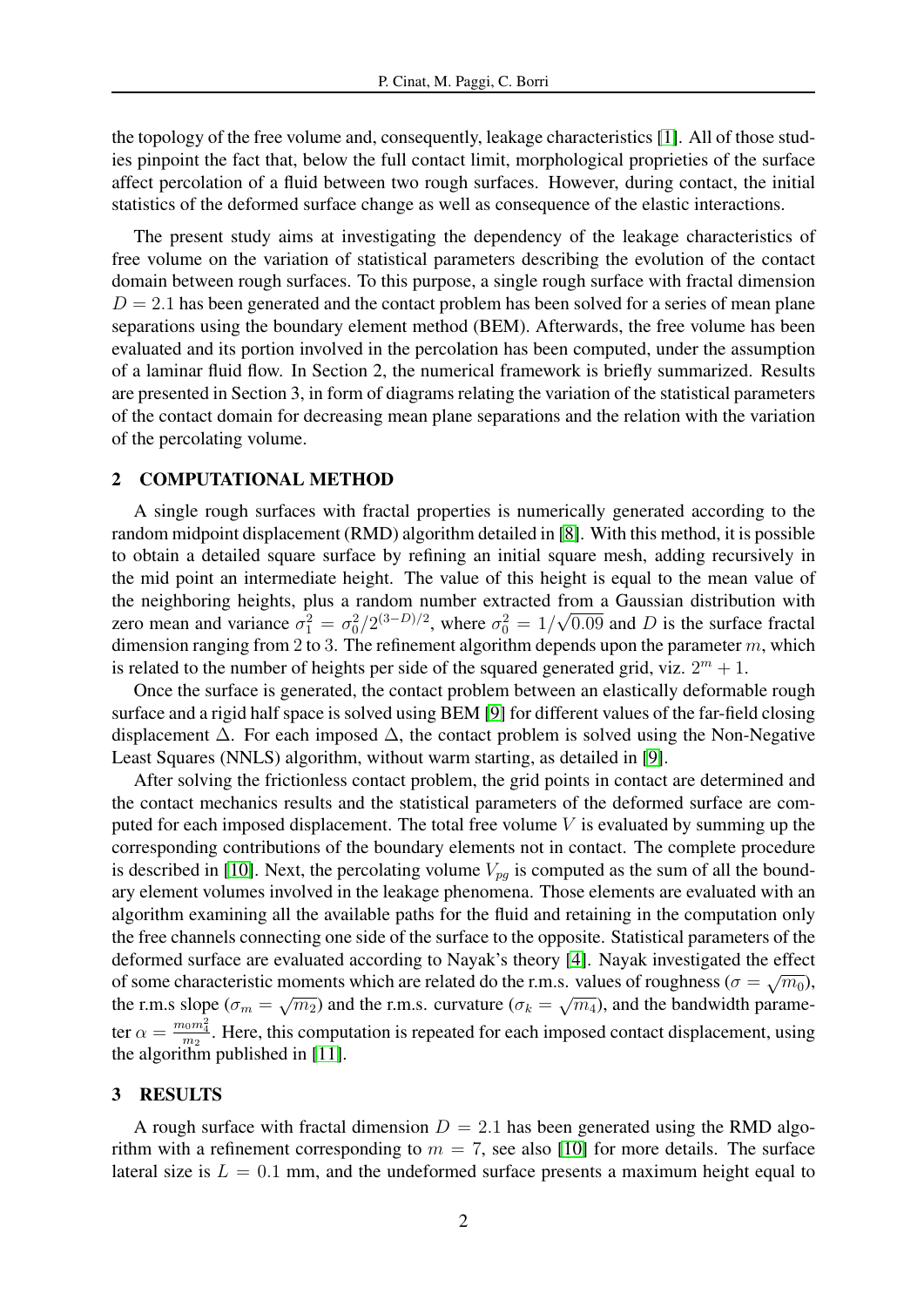the topology of the free volume and, consequently, leakage characteristics [1]. All of those studies pinpoint the fact that, below the full contact limit, morphological proprieties of the surface affect percolation of a fluid between two rough surfaces. However, during contact, the initial statistics of the deformed surface change as well as consequence of the elastic interactions.

The present study aims at investigating the dependency of the leakage characteristics of free volume on the variation of statistical parameters describing the evolution of the contact domain between rough surfaces. To this purpose, a single rough surface with fractal dimension $D = 2.1$ has been generated and the contact problem has been solved for a series of mean plane separations using the boundary element method (BEM). Afterwards, the free volume has been evaluated and its portion involved in the percolation has been computed, under the assumption of a laminar fluid flow. In Section 2, the numerical framework is briefly summarized. Results are presented in Section 3, in form of diagrams relating the variation of the statistical parameters of the contact domain for decreasing mean plane separations and the relation with the variation of the percolating volume.

## 2 COMPUTATIONAL METHOD

A single rough surfaces with fractal properties is numerically generated according to the random midpoint displacement (RMD) algorithm detailed in [8]. With this method, it is possible to obtain a detailed square surface by refining an initial square mesh, adding recursively in the mid point an intermediate height. The value of this height is equal to the mean value of the neighboring heights, plus a random number extracted from a Gaussian distribution with zero mean and variance $\sigma_1^2 = \sigma_0^2/2^{(3-D)/2}$, where $\sigma_0^2 = 1/\sqrt{0.09}$ and $D$ is the surface fractal dimension ranging from 2 to 3. The refinement algorithm depends upon the parameter $m$, which is related to the number of heights per side of the squared generated grid, viz. $2^m + 1$.

Once the surface is generated, the contact problem between an elastically deformable rough surface and a rigid half space is solved using BEM [9] for different values of the far-field closing displacement $\Delta$. For each imposed $\Delta$, the contact problem is solved using the Non-Negative Least Squares (NNLS) algorithm, without warm starting, as detailed in [9].

After solving the frictionless contact problem, the grid points in contact are determined and the contact mechanics results and the statistical parameters of the deformed surface are computed for each imposed displacement. The total free volume $V$ is evaluated by summing up the corresponding contributions of the boundary elements not in contact. The complete procedure is described in [10]. Next, the percolating volume $V_{pg}$ is computed as the sum of all the boundary element volumes involved in the leakage phenomena. Those elements are evaluated with an algorithm examining all the available paths for the fluid and retaining in the computation only the free channels connecting one side of the surface to the opposite. Statistical parameters of the deformed surface are evaluated according to Nayak's theory [4]. Nayak investigated the effect of some characteristic moments which are related do the r.m.s. values of roughness ($\sigma = \sqrt{m_0}$), the r.m.s slope ($\sigma_m = \sqrt{m_2}$) and the r.m.s. curvature ($\sigma_k = \sqrt{m_4}$), and the bandwidth parameter $\alpha = \frac{m_0 m_4^2}{m_2}$. Here, this computation is repeated for each imposed contact displacement, using the algorithm published in [11].

## 3 RESULTS

A rough surface with fractal dimension $D = 2.1$ has been generated using the RMD algorithm with a refinement corresponding to $m = 7$, see also [10] for more details. The surface lateral size is $L = 0.1$ mm, and the undeformed surface presents a maximum height equal to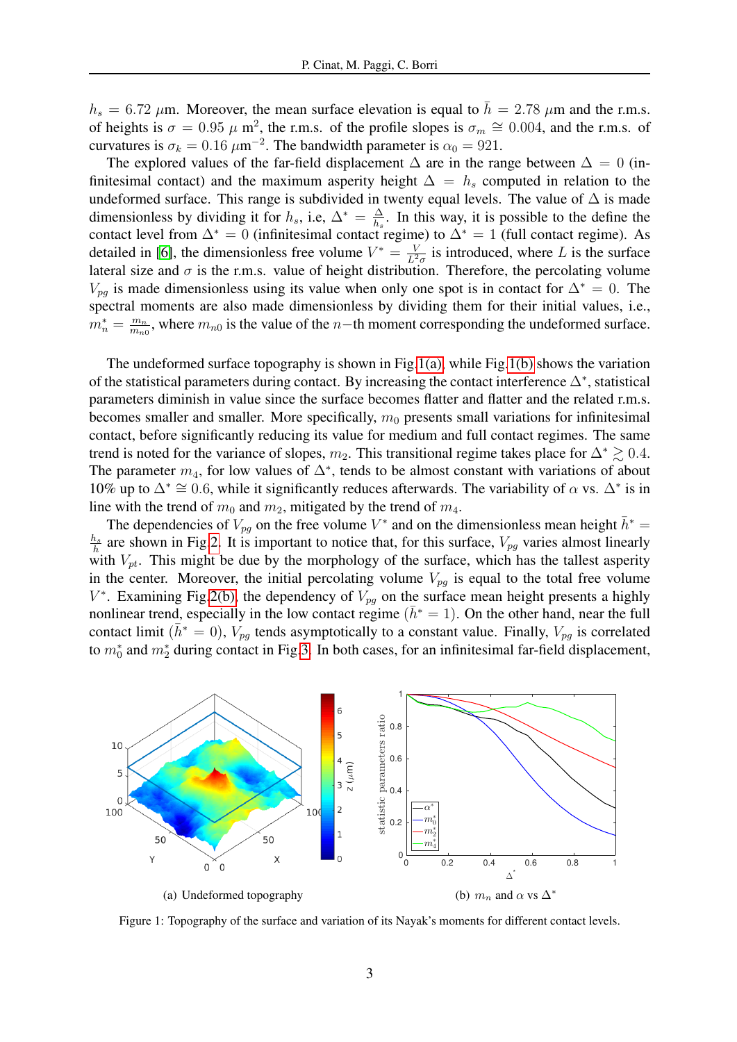$h_s = 6.72$ $\mu$m. Moreover, the mean surface elevation is equal to $\bar{h} = 2.78$ $\mu$m and the r.m.s. of heights is $\sigma = 0.95$ $\mu$ m$^2$, the r.m.s. of the profile slopes is $\sigma_m \cong 0.004$, and the r.m.s. of curvatures is $\sigma_k = 0.16$ $\mu$m$^{-2}$. The bandwidth parameter is $\alpha_0 = 921$.

The explored values of the far-field displacement $\Delta$ are in the range between $\Delta = 0$ (infinitesimal contact) and the maximum asperity height $\Delta = h_s$ computed in relation to the undeformed surface. This range is subdivided in twenty equal levels. The value of $\Delta$ is made dimensionless by dividing it for $h_s$, i.e, $\Delta^* = \frac{\Delta}{h_s}$. In this way, it is possible to the define the contact level from $\Delta^* = 0$ (infinitesimal contact regime) to $\Delta^* = 1$ (full contact regime). As detailed in [6], the dimensionless free volume $V^* = \frac{V}{L^2\sigma}$ is introduced, where $L$ is the surface lateral size and $\sigma$ is the r.m.s. value of height distribution. Therefore, the percolating volume $V_{pg}$ is made dimensionless using its value when only one spot is in contact for $\Delta^* = 0$. The spectral moments are also made dimensionless by dividing them for their initial values, i.e., $m_n^* = \frac{m_n}{m_{n0}}$, where $m_{n0}$ is the value of the $n-$th moment corresponding the undeformed surface.

The undeformed surface topography is shown in Fig.1(a), while Fig.1(b) shows the variation of the statistical parameters during contact. By increasing the contact interference $\Delta^*$, statistical parameters diminish in value since the surface becomes flatter and flatter and the related r.m.s. becomes smaller and smaller. More specifically, $m_0$ presents small variations for infinitesimal contact, before significantly reducing its value for medium and full contact regimes. The same trend is noted for the variance of slopes, $m_2$. This transitional regime takes place for $\Delta^* \gtrsim 0.4$. The parameter $m_4$, for low values of $\Delta^*$, tends to be almost constant with variations of about 10% up to $\Delta^* \cong 0.6$, while it significantly reduces afterwards. The variability of $\alpha$ vs. $\Delta^*$ is in line with the trend of $m_0$ and $m_2$, mitigated by the trend of $m_4$.

The dependencies of $V_{pg}$ on the free volume $V^*$ and on the dimensionless mean height $\bar{h}^* = \frac{h_s}{\bar{h}}$ are shown in Fig.2. It is important to notice that, for this surface, $V_{pg}$ varies almost linearly with $V_{pt}$. This might be due by the morphology of the surface, which has the tallest asperity in the center. Moreover, the initial percolating volume $V_{pg}$ is equal to the total free volume $V^*$. Examining Fig.2(b), the dependency of $V_{pg}$ on the surface mean height presents a highly nonlinear trend, especially in the low contact regime ($\bar{h}^* = 1$). On the other hand, near the full contact limit ($\bar{h}^* = 0$), $V_{pg}$ tends asymptotically to a constant value. Finally, $V_{pg}$ is correlated to $m_0^*$ and $m_2^*$ during contact in Fig.3. In both cases, for an infinitesimal far-field displacement,

(a) Undeformed topography

(b) $m_n$ and $\alpha$ vs $\Delta^*$

Figure 1: Topography of the surface and variation of its Nayak's moments for different contact levels.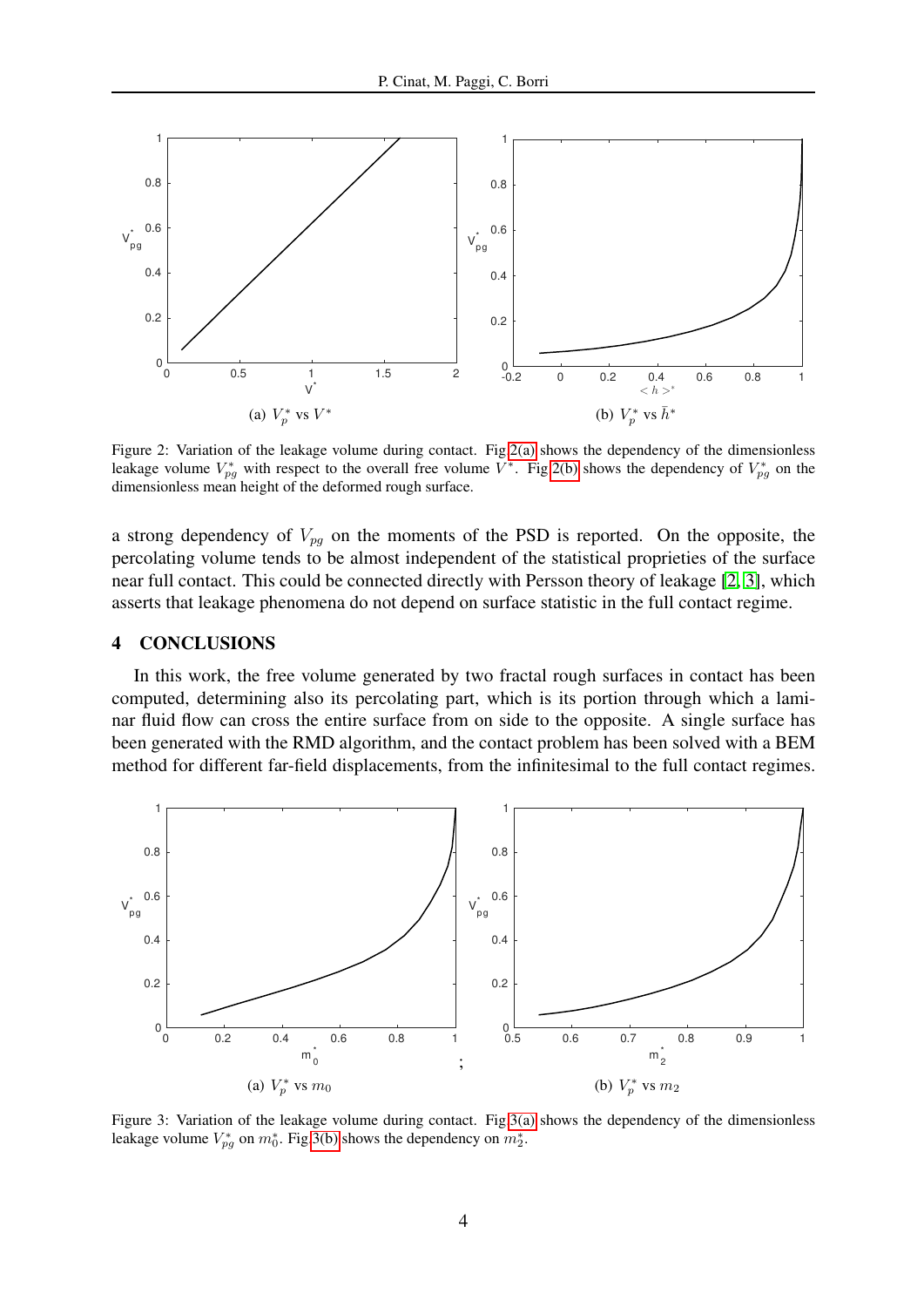(a) $V_p^*$ vs $V^*$

(b) $V_p^*$ vs $\bar{h}^*$

Figure 2: Variation of the leakage volume during contact. Fig 2(a) shows the dependency of the dimensionless leakage volume $V_{pg}^*$ with respect to the overall free volume $V^*$. Fig 2(b) shows the dependency of $V_{pg}^*$ on the dimensionless mean height of the deformed rough surface.

a strong dependency of $V_{pg}$ on the moments of the PSD is reported. On the opposite, the percolating volume tends to be almost independent of the statistical proprieties of the surface near full contact. This could be connected directly with Persson theory of leakage [2, 3], which asserts that leakage phenomena do not depend on surface statistic in the full contact regime.

## 4 CONCLUSIONS

In this work, the free volume generated by two fractal rough surfaces in contact has been computed, determining also its percolating part, which is its portion through which a laminar fluid flow can cross the entire surface from on side to the opposite. A single surface has been generated with the RMD algorithm, and the contact problem has been solved with a BEM method for different far-field displacements, from the infinitesimal to the full contact regimes.

(a) $V_p^*$ vs $m_0$ ; (b) $V_p^*$ vs $m_2$

Figure 3: Variation of the leakage volume during contact. Fig 3(a) shows the dependency of the dimensionless leakage volume $V_{pg}^*$ on $m_0^*$. Fig 3(b) shows the dependency on $m_2^*$.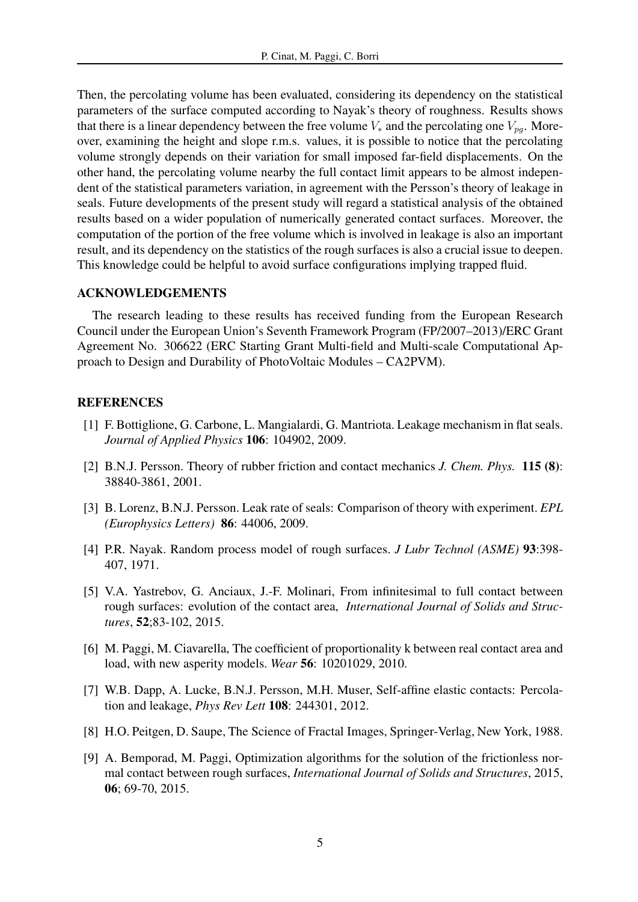Then, the percolating volume has been evaluated, considering its dependency on the statistical parameters of the surface computed according to Nayak's theory of roughness. Results shows that there is a linear dependency between the free volume $V_*$ and the percolating one $V_{pg}$. Moreover, examining the height and slope r.m.s. values, it is possible to notice that the percolating volume strongly depends on their variation for small imposed far-field displacements. On the other hand, the percolating volume nearby the full contact limit appears to be almost independent of the statistical parameters variation, in agreement with the Persson's theory of leakage in seals. Future developments of the present study will regard a statistical analysis of the obtained results based on a wider population of numerically generated contact surfaces. Moreover, the computation of the portion of the free volume which is involved in leakage is also an important result, and its dependency on the statistics of the rough surfaces is also a crucial issue to deepen. This knowledge could be helpful to avoid surface configurations implying trapped fluid.

## ACKNOWLEDGEMENTS

The research leading to these results has received funding from the European Research Council under the European Union's Seventh Framework Program (FP/2007–2013)/ERC Grant Agreement No. 306622 (ERC Starting Grant Multi-field and Multi-scale Computational Approach to Design and Durability of PhotoVoltaic Modules – CA2PVM).

## REFERENCES

[1] F. Bottiglione, G. Carbone, L. Mangialardi, G. Mantriota. Leakage mechanism in flat seals. *Journal of Applied Physics* **106**: 104902, 2009.

[2] B.N.J. Persson. Theory of rubber friction and contact mechanics *J. Chem. Phys.* **115 (8)**: 38840-3861, 2001.

[3] B. Lorenz, B.N.J. Persson. Leak rate of seals: Comparison of theory with experiment. *EPL (Europhysics Letters)* **86**: 44006, 2009.

[4] P.R. Nayak. Random process model of rough surfaces. *J Lubr Technol (ASME)* **93**:398-407, 1971.

[5] V.A. Yastrebov, G. Anciaux, J.-F. Molinari, From infinitesimal to full contact between rough surfaces: evolution of the contact area, *International Journal of Solids and Structures*, **52**;83-102, 2015.

[6] M. Paggi, M. Ciavarella, The coefficient of proportionality k between real contact area and load, with new asperity models. *Wear* **56**: 10201029, 2010.

[7] W.B. Dapp, A. Lucke, B.N.J. Persson, M.H. Muser, Self-affine elastic contacts: Percolation and leakage, *Phys Rev Lett* **108**: 244301, 2012.

[8] H.O. Peitgen, D. Saupe, The Science of Fractal Images, Springer-Verlag, New York, 1988.

[9] A. Bemporad, M. Paggi, Optimization algorithms for the solution of the frictionless normal contact between rough surfaces, *International Journal of Solids and Structures*, 2015, **06**; 69-70, 2015.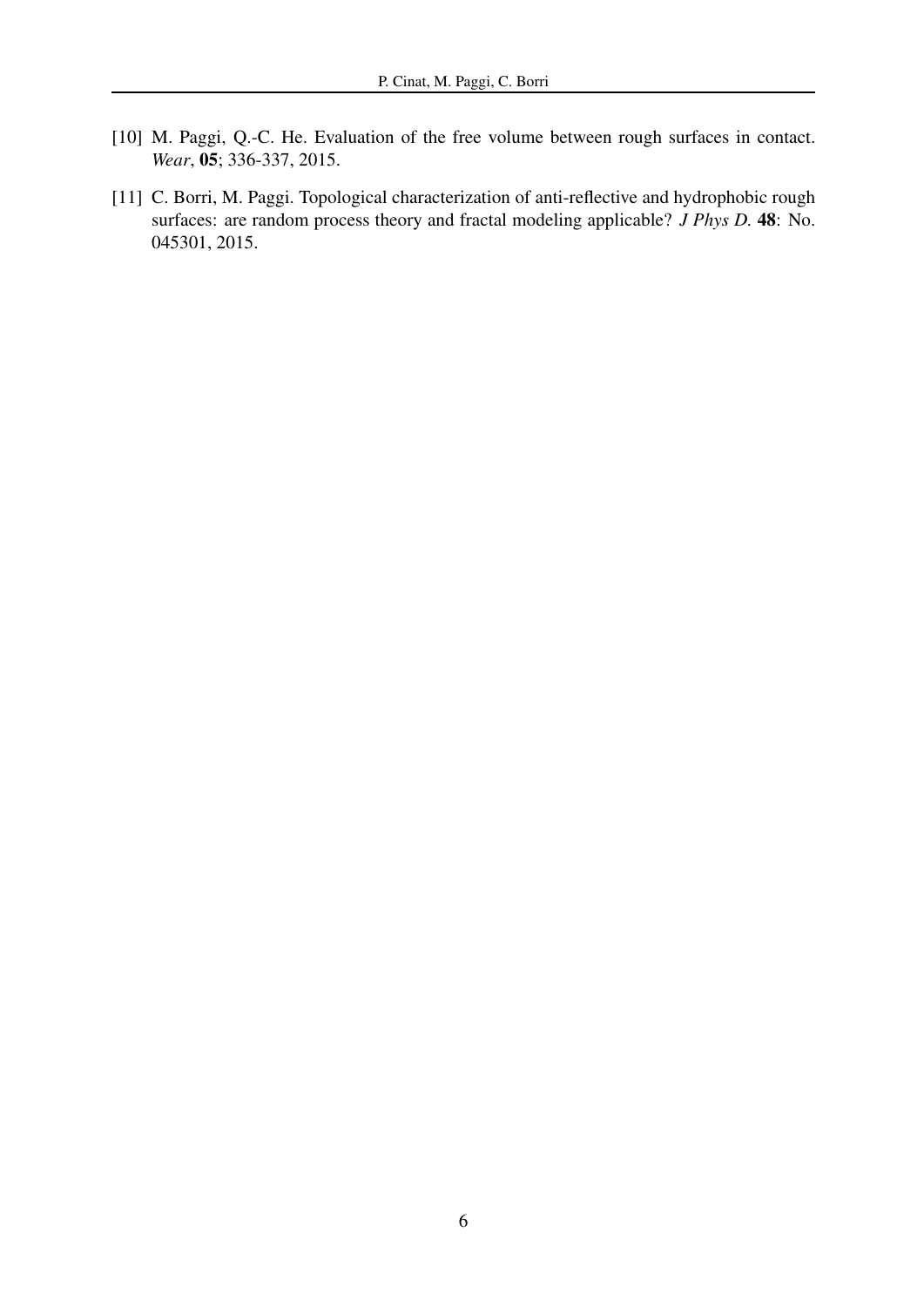[10] M. Paggi, Q.-C. He. Evaluation of the free volume between rough surfaces in contact. *Wear*, **05**; 336-337, 2015.

[11] C. Borri, M. Paggi. Topological characterization of anti-reflective and hydrophobic rough surfaces: are random process theory and fractal modeling applicable? *J Phys D.* **48**: No. 045301, 2015.